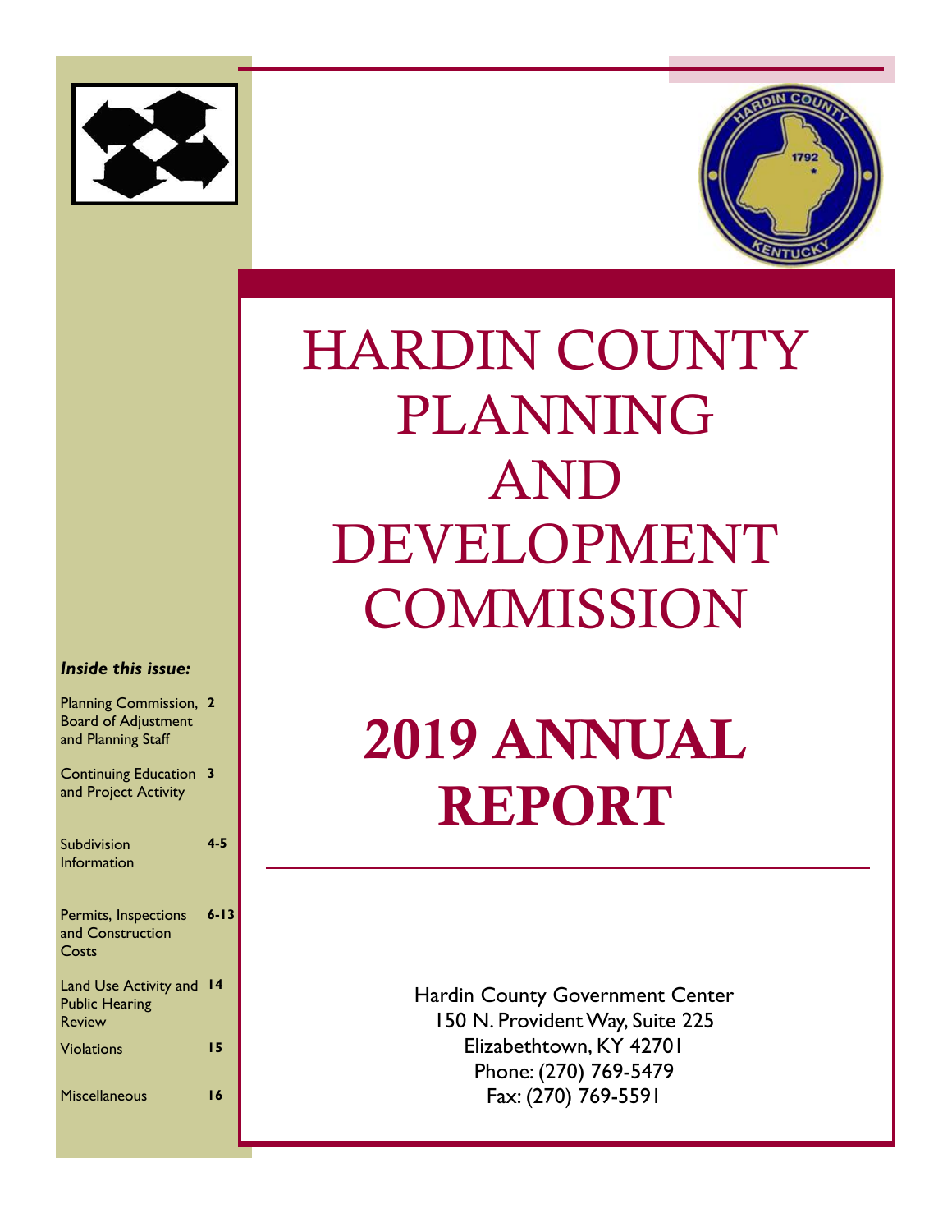# HARDIN COUNTY PLANNING AND DEVELOPMENT COMMISSION

# 2019 ANNUAL REPORT

Hardin County Government Center
150 N. Provident Way, Suite 225
Elizabethtown, KY 42701
Phone: (270) 769-5479
Fax: (270) 769-5591

***Inside this issue:***

| | |
|---|---|
| Planning Commission, Board of Adjustment and Planning Staff | **2** |
| Continuing Education and Project Activity | **3** |
| Subdivision Information | **4-5** |
| Permits, Inspections and Construction Costs | **6-13** |
| Land Use Activity and Public Hearing Review | **14** |
| Violations | **15** |
| Miscellaneous | **16** |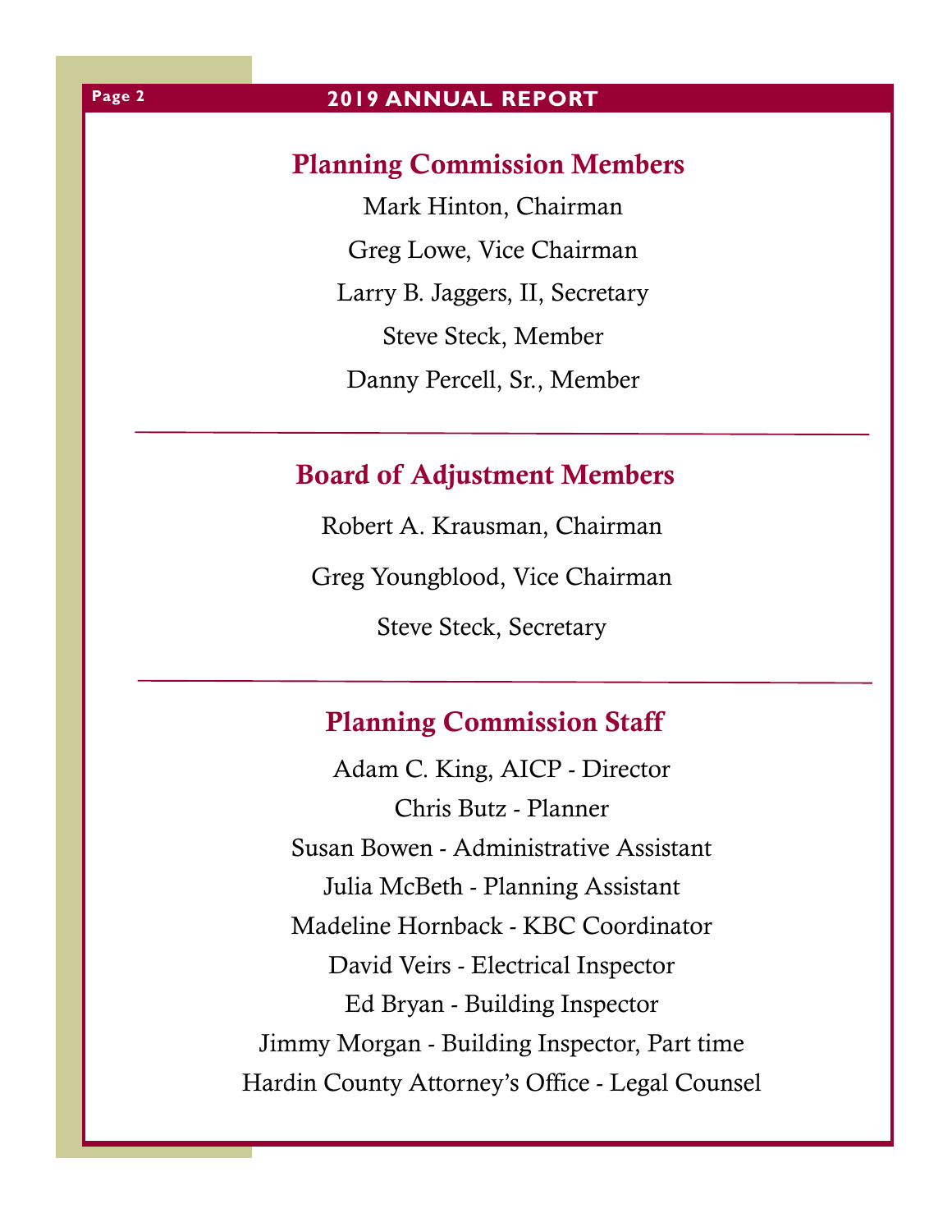## Planning Commission Members

Mark Hinton, Chairman

Greg Lowe, Vice Chairman

Larry B. Jaggers, II, Secretary

Steve Steck, Member

Danny Percell, Sr., Member

---

## Board of Adjustment Members

Robert A. Krausman, Chairman

Greg Youngblood, Vice Chairman

Steve Steck, Secretary

---

## Planning Commission Staff

Adam C. King, AICP - Director

Chris Butz - Planner

Susan Bowen - Administrative Assistant

Julia McBeth - Planning Assistant

Madeline Hornback - KBC Coordinator

David Veirs - Electrical Inspector

Ed Bryan - Building Inspector

Jimmy Morgan - Building Inspector, Part time

Hardin County Attorney's Office - Legal Counsel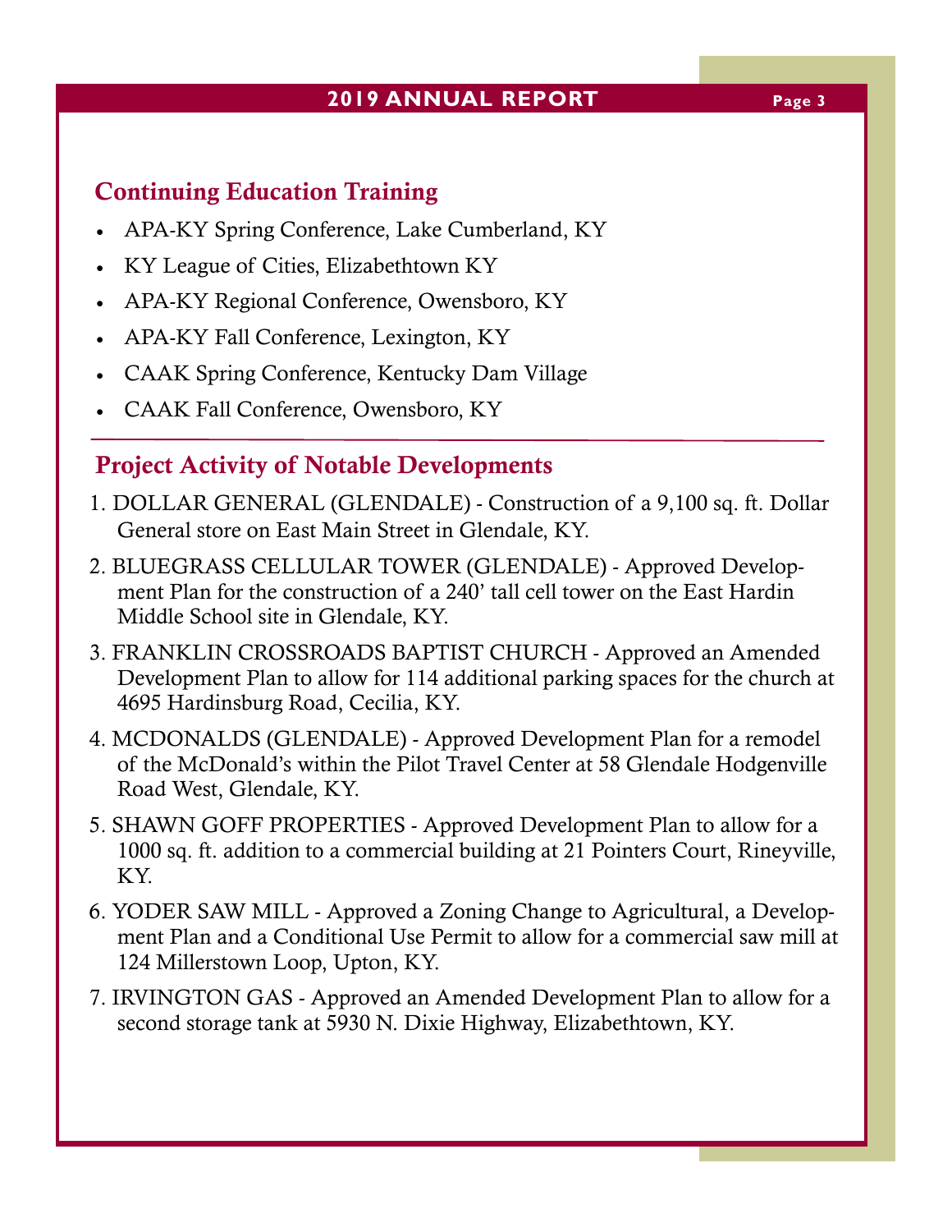## Continuing Education Training

- APA-KY Spring Conference, Lake Cumberland, KY
- KY League of Cities, Elizabethtown KY
- APA-KY Regional Conference, Owensboro, KY
- APA-KY Fall Conference, Lexington, KY
- CAAK Spring Conference, Kentucky Dam Village
- CAAK Fall Conference, Owensboro, KY

## Project Activity of Notable Developments

1. DOLLAR GENERAL (GLENDALE) - Construction of a 9,100 sq. ft. Dollar General store on East Main Street in Glendale, KY.
2. BLUEGRASS CELLULAR TOWER (GLENDALE) - Approved Development Plan for the construction of a 240' tall cell tower on the East Hardin Middle School site in Glendale, KY.
3. FRANKLIN CROSSROADS BAPTIST CHURCH - Approved an Amended Development Plan to allow for 114 additional parking spaces for the church at 4695 Hardinsburg Road, Cecilia, KY.
4. MCDONALDS (GLENDALE) - Approved Development Plan for a remodel of the McDonald's within the Pilot Travel Center at 58 Glendale Hodgenville Road West, Glendale, KY.
5. SHAWN GOFF PROPERTIES - Approved Development Plan to allow for a 1000 sq. ft. addition to a commercial building at 21 Pointers Court, Rineyville, KY.
6. YODER SAW MILL - Approved a Zoning Change to Agricultural, a Development Plan and a Conditional Use Permit to allow for a commercial saw mill at 124 Millerstown Loop, Upton, KY.
7. IRVINGTON GAS - Approved an Amended Development Plan to allow for a second storage tank at 5930 N. Dixie Highway, Elizabethtown, KY.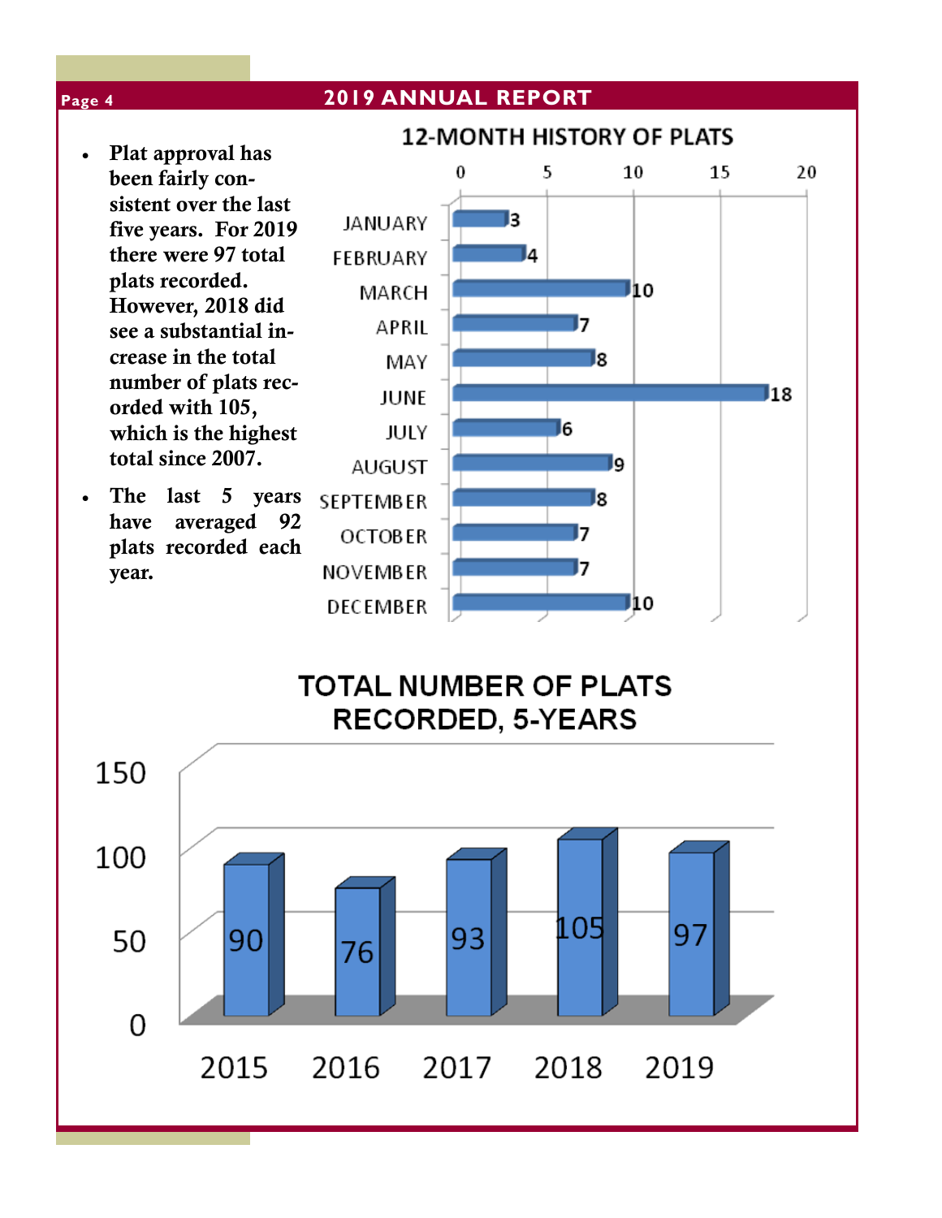- Plat approval has been fairly consistent over the last five years. For 2019 there were 97 total plats recorded. However, 2018 did see a substantial increase in the total number of plats recorded with 105, which is the highest total since 2007.
- The last 5 years have averaged 92 plats recorded each year.

## 12-MONTH HISTORY OF PLATS

| Month | Plats |
|---|---|
| JANUARY | 3 |
| FEBRUARY | 4 |
| MARCH | 10 |
| APRIL | 7 |
| MAY | 8 |
| JUNE | 18 |
| JULY | 6 |
| AUGUST | 9 |
| SEPTEMBER | 8 |
| OCTOBER | 7 |
| NOVEMBER | 7 |
| DECEMBER | 10 |

## TOTAL NUMBER OF PLATS RECORDED, 5-YEARS

| Year | Plats |
|---|---|
| 2015 | 90 |
| 2016 | 76 |
| 2017 | 93 |
| 2018 | 105 |
| 2019 | 97 |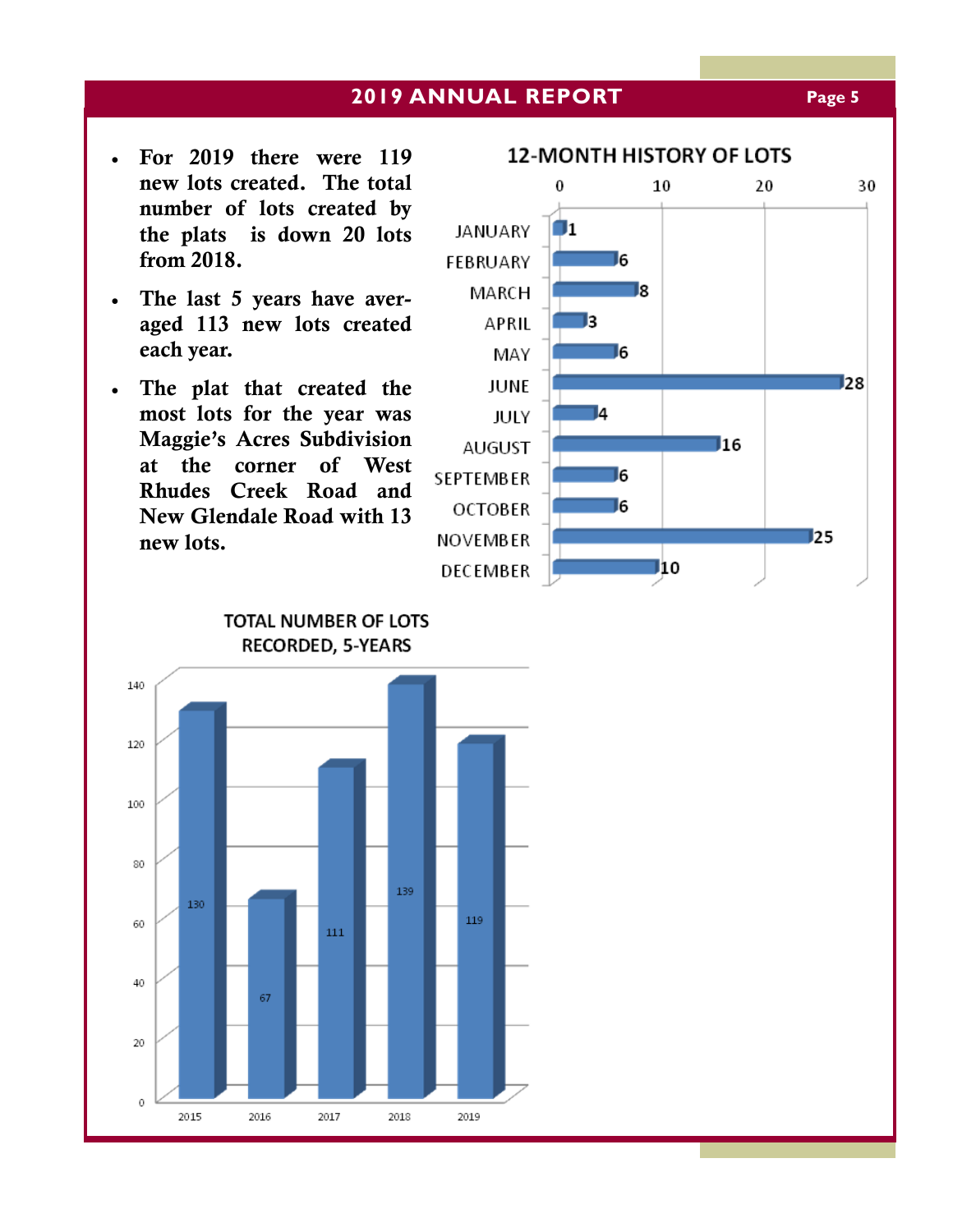- **For 2019 there were 119 new lots created. The total number of lots created by the plats is down 20 lots from 2018.**
- **The last 5 years have averaged 113 new lots created each year.**
- **The plat that created the most lots for the year was Maggie's Acres Subdivision at the corner of West Rhudes Creek Road and New Glendale Road with 13 new lots.**

**12-MONTH HISTORY OF LOTS**

| Month | Lots |
|---|---|
| JANUARY | 1 |
| FEBRUARY | 6 |
| MARCH | 8 |
| APRIL | 3 |
| MAY | 6 |
| JUNE | 28 |
| JULY | 4 |
| AUGUST | 16 |
| SEPTEMBER | 6 |
| OCTOBER | 6 |
| NOVEMBER | 25 |
| DECEMBER | 10 |

**TOTAL NUMBER OF LOTS RECORDED, 5-YEARS**

| Year | Lots |
|---|---|
| 2015 | 130 |
| 2016 | 67 |
| 2017 | 111 |
| 2018 | 139 |
| 2019 | 119 |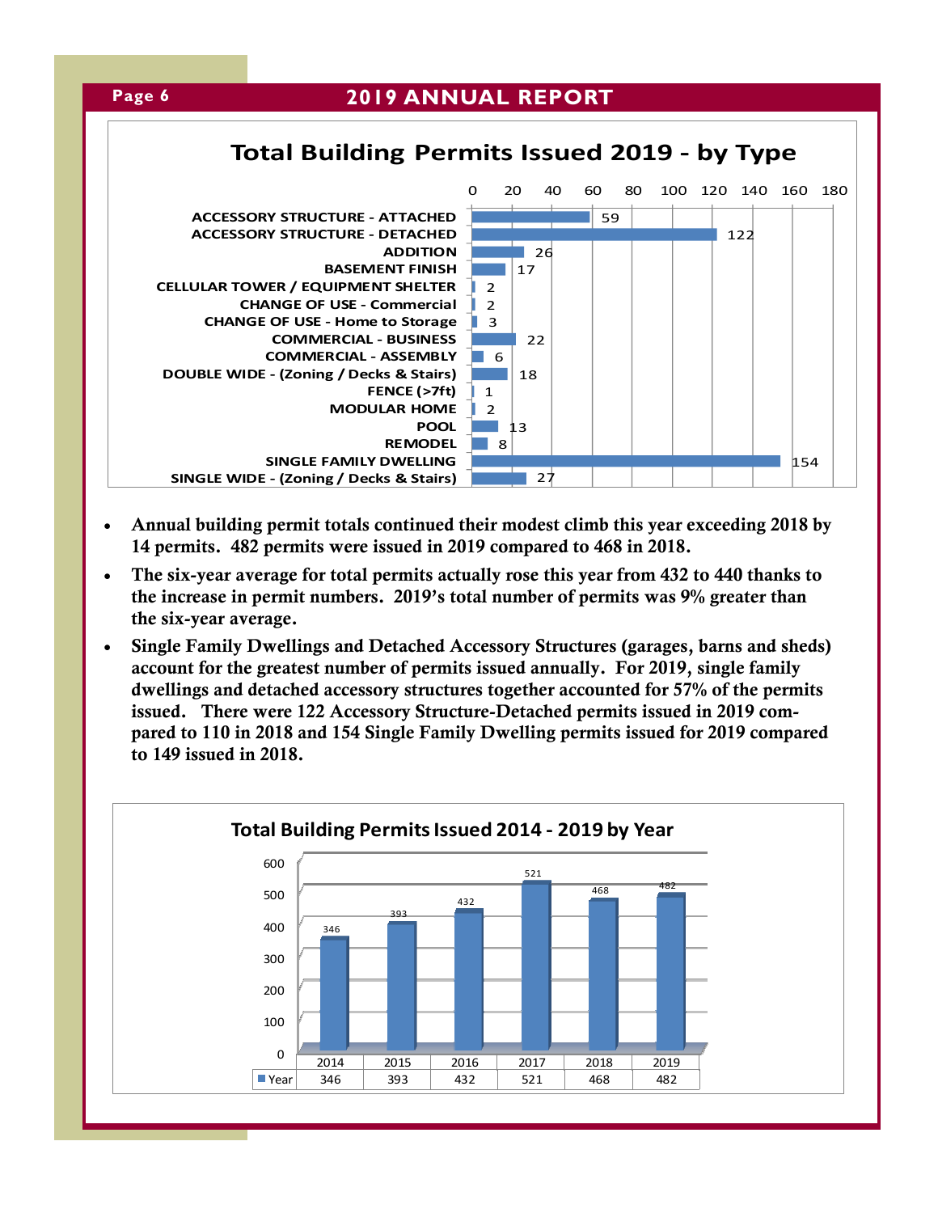## Total Building Permits Issued 2019 - by Type

| Type | Permits |
|---|---|
| ACCESSORY STRUCTURE - ATTACHED | 59 |
| ACCESSORY STRUCTURE - DETACHED | 122 |
| ADDITION | 26 |
| BASEMENT FINISH | 17 |
| CELLULAR TOWER / EQUIPMENT SHELTER | 2 |
| CHANGE OF USE - Commercial | 2 |
| CHANGE OF USE - Home to Storage | 3 |
| COMMERCIAL - BUSINESS | 22 |
| COMMERCIAL - ASSEMBLY | 6 |
| DOUBLE WIDE - (Zoning / Decks & Stairs) | 18 |
| FENCE (>7ft) | 1 |
| MODULAR HOME | 2 |
| POOL | 13 |
| REMODEL | 8 |
| SINGLE FAMILY DWELLING | 154 |
| SINGLE WIDE - (Zoning / Decks & Stairs) | 27 |

- **Annual building permit totals continued their modest climb this year exceeding 2018 by 14 permits. 482 permits were issued in 2019 compared to 468 in 2018.**
- **The six-year average for total permits actually rose this year from 432 to 440 thanks to the increase in permit numbers. 2019's total number of permits was 9% greater than the six-year average.**
- **Single Family Dwellings and Detached Accessory Structures (garages, barns and sheds) account for the greatest number of permits issued annually. For 2019, single family dwellings and detached accessory structures together accounted for 57% of the permits issued. There were 122 Accessory Structure-Detached permits issued in 2019 compared to 110 in 2018 and 154 Single Family Dwelling permits issued for 2019 compared to 149 issued in 2018.**

## Total Building Permits Issued 2014 - 2019 by Year

| | 2014 | 2015 | 2016 | 2017 | 2018 | 2019 |
|---|---|---|---|---|---|---|
| Year | 346 | 393 | 432 | 521 | 468 | 482 |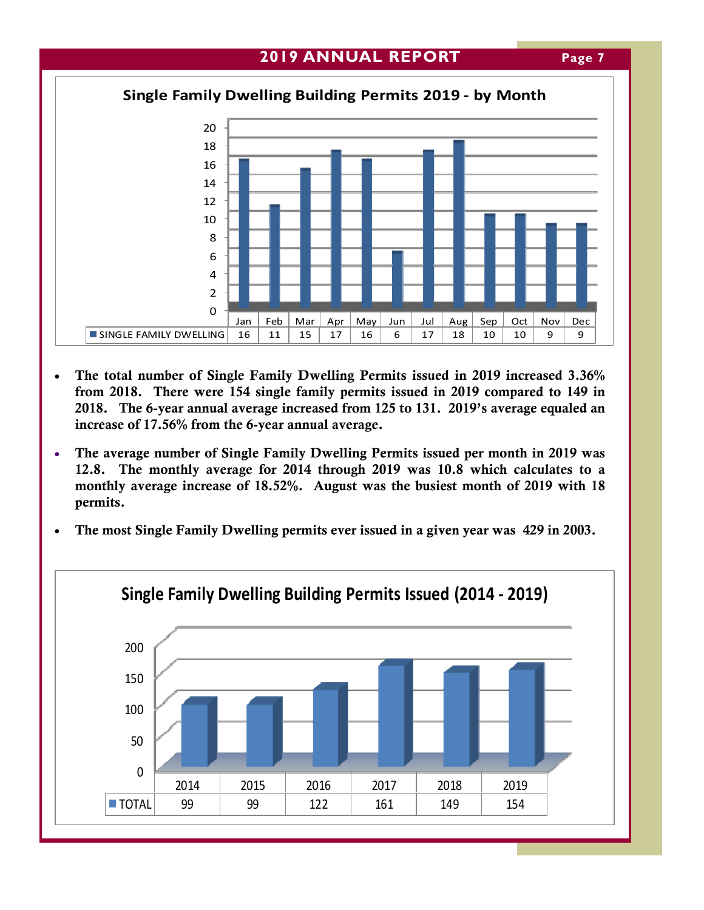## Single Family Dwelling Building Permits 2019 - by Month

| | Jan | Feb | Mar | Apr | May | Jun | Jul | Aug | Sep | Oct | Nov | Dec |
|---|---|---|---|---|---|---|---|---|---|---|---|---|
| SINGLE FAMILY DWELLING | 16 | 11 | 15 | 17 | 16 | 6 | 17 | 18 | 10 | 10 | 9 | 9 |

- **The total number of Single Family Dwelling Permits issued in 2019 increased 3.36% from 2018. There were 154 single family permits issued in 2019 compared to 149 in 2018. The 6-year annual average increased from 125 to 131. 2019's average equaled an increase of 17.56% from the 6-year annual average.**
- **The average number of Single Family Dwelling Permits issued per month in 2019 was 12.8. The monthly average for 2014 through 2019 was 10.8 which calculates to a monthly average increase of 18.52%. August was the busiest month of 2019 with 18 permits.**
- **The most Single Family Dwelling permits ever issued in a given year was 429 in 2003.**

## Single Family Dwelling Building Permits Issued (2014 - 2019)

| | 2014 | 2015 | 2016 | 2017 | 2018 | 2019 |
|---|---|---|---|---|---|---|
| TOTAL | 99 | 99 | 122 | 161 | 149 | 154 |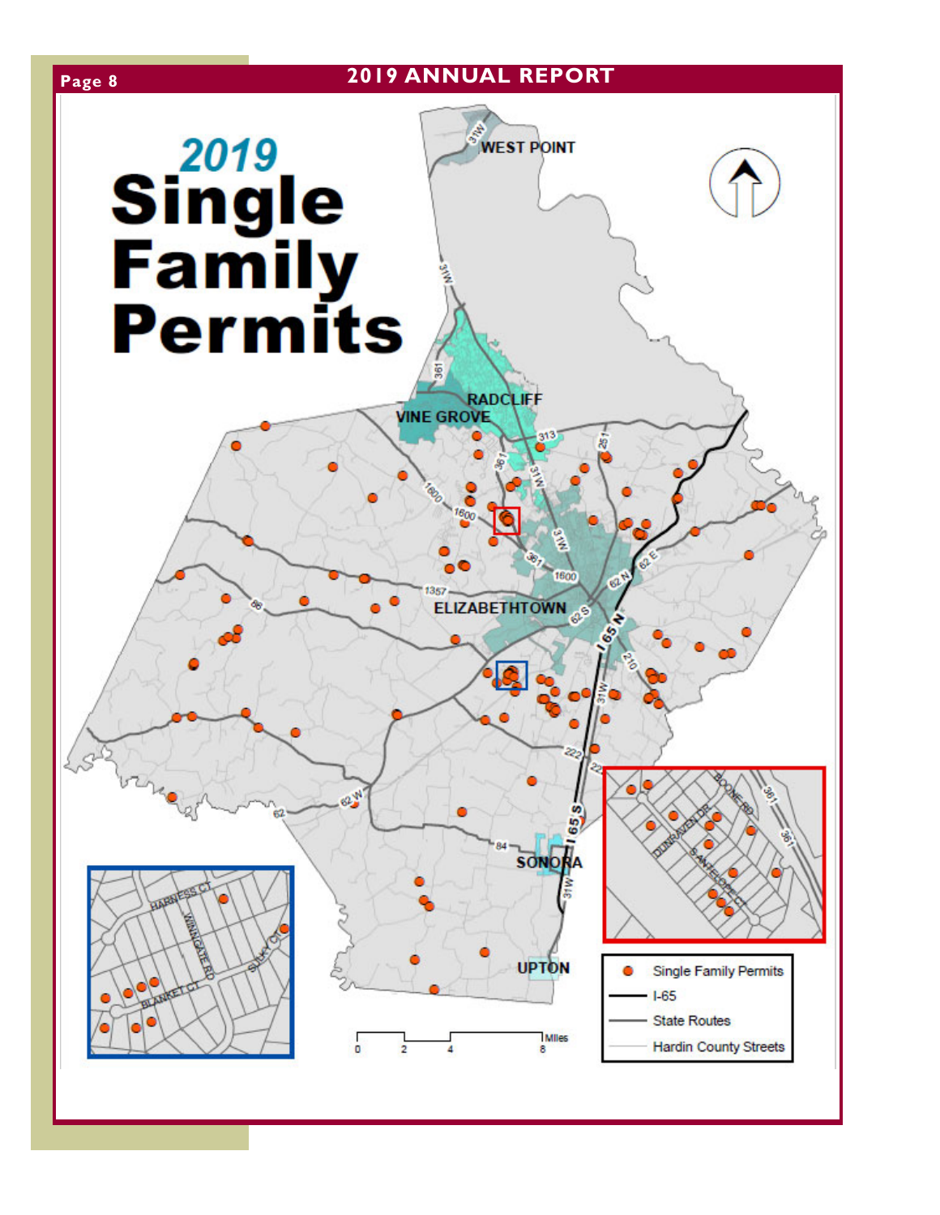# 2019 Single Family Permits

WEST POINT

RADCLIFF

VINE GROVE

ELIZABETHTOWN

SONORA

UPTON

- Single Family Permits
- I-65
- State Routes
- Hardin County Streets

0 2 4 8 Miles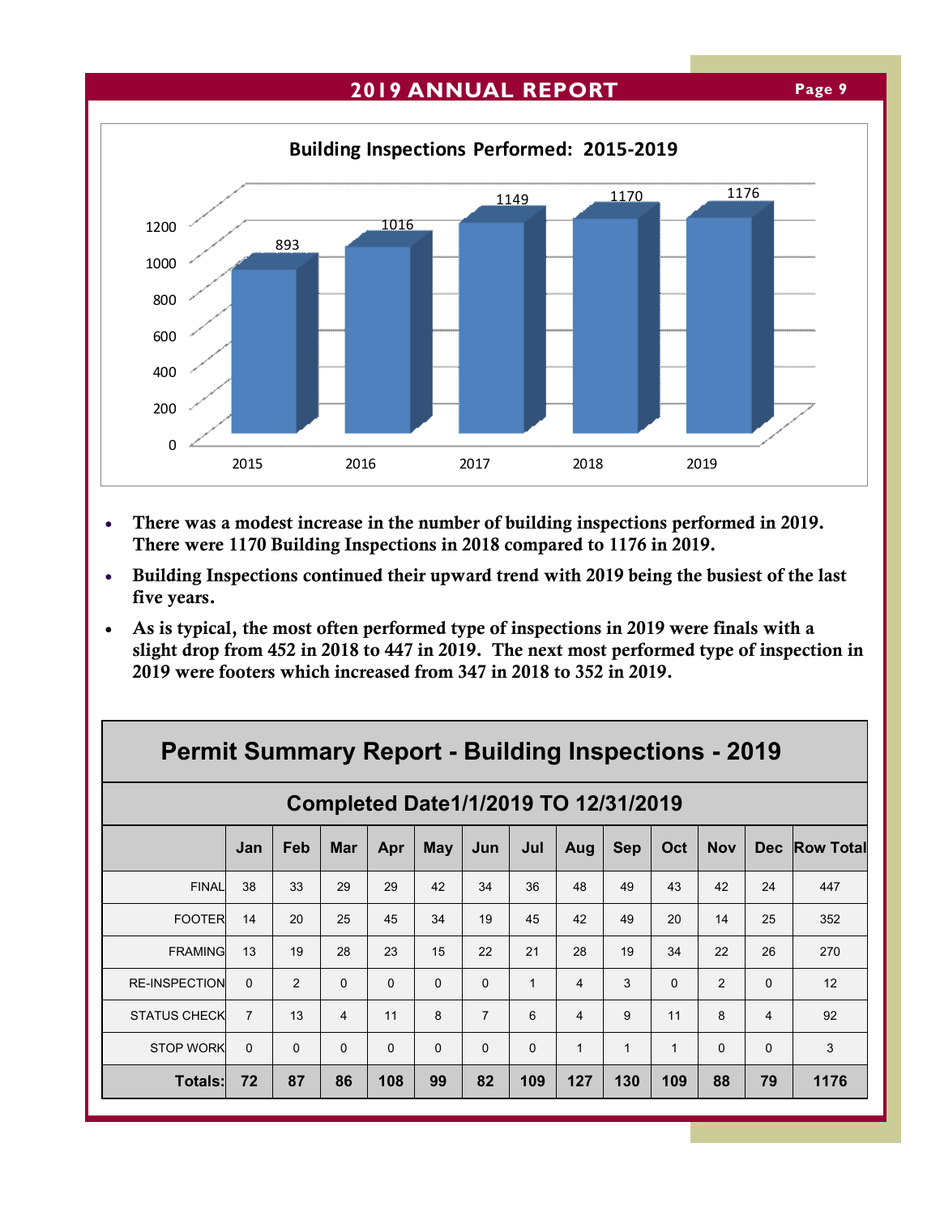## Building Inspections Performed: 2015-2019

| Year | Inspections |
|---|---|
| 2015 | 893 |
| 2016 | 1016 |
| 2017 | 1149 |
| 2018 | 1170 |
| 2019 | 1176 |

- **There was a modest increase in the number of building inspections performed in 2019. There were 1170 Building Inspections in 2018 compared to 1176 in 2019.**
- **Building Inspections continued their upward trend with 2019 being the busiest of the last five years.**
- **As is typical, the most often performed type of inspections in 2019 were finals with a slight drop from 452 in 2018 to 447 in 2019. The next most performed type of inspection in 2019 were footers which increased from 347 in 2018 to 352 in 2019.**

## Permit Summary Report - Building Inspections - 2019

### Completed Date1/1/2019 TO 12/31/2019

| | Jan | Feb | Mar | Apr | May | Jun | Jul | Aug | Sep | Oct | Nov | Dec | Row Total |
|---|---|---|---|---|---|---|---|---|---|---|---|---|---|
| FINAL | 38 | 33 | 29 | 29 | 42 | 34 | 36 | 48 | 49 | 43 | 42 | 24 | 447 |
| FOOTER | 14 | 20 | 25 | 45 | 34 | 19 | 45 | 42 | 49 | 20 | 14 | 25 | 352 |
| FRAMING | 13 | 19 | 28 | 23 | 15 | 22 | 21 | 28 | 19 | 34 | 22 | 26 | 270 |
| RE-INSPECTION | 0 | 2 | 0 | 0 | 0 | 0 | 1 | 4 | 3 | 0 | 2 | 0 | 12 |
| STATUS CHECK | 7 | 13 | 4 | 11 | 8 | 7 | 6 | 4 | 9 | 11 | 8 | 4 | 92 |
| STOP WORK | 0 | 0 | 0 | 0 | 0 | 0 | 0 | 1 | 1 | 1 | 0 | 0 | 3 |
| **Totals:** | **72** | **87** | **86** | **108** | **99** | **82** | **109** | **127** | **130** | **109** | **88** | **79** | **1176** |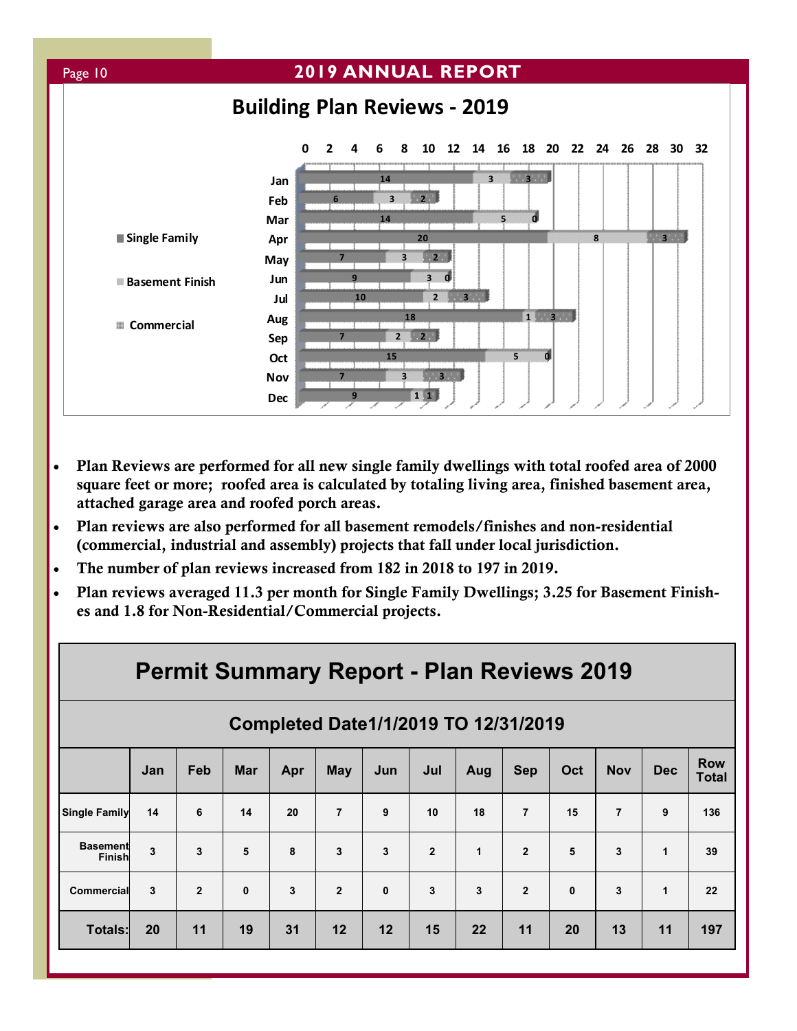## Building Plan Reviews - 2019

- Plan Reviews are performed for all new single family dwellings with total roofed area of 2000 square feet or more; roofed area is calculated by totaling living area, finished basement area, attached garage area and roofed porch areas.
- Plan reviews are also performed for all basement remodels/finishes and non-residential (commercial, industrial and assembly) projects that fall under local jurisdiction.
- The number of plan reviews increased from 182 in 2018 to 197 in 2019.
- Plan reviews averaged 11.3 per month for Single Family Dwellings; 3.25 for Basement Finishes and 1.8 for Non-Residential/Commercial projects.

## Permit Summary Report - Plan Reviews 2019

### Completed Date1/1/2019 TO 12/31/2019

| | Jan | Feb | Mar | Apr | May | Jun | Jul | Aug | Sep | Oct | Nov | Dec | Row Total |
|---|---|---|---|---|---|---|---|---|---|---|---|---|---|
| Single Family | 14 | 6 | 14 | 20 | 7 | 9 | 10 | 18 | 7 | 15 | 7 | 9 | 136 |
| Basement Finish | 3 | 3 | 5 | 8 | 3 | 3 | 2 | 1 | 2 | 5 | 3 | 1 | 39 |
| Commercial | 3 | 2 | 0 | 3 | 2 | 0 | 3 | 3 | 2 | 0 | 3 | 1 | 22 |
| **Totals:** | **20** | **11** | **19** | **31** | **12** | **12** | **15** | **22** | **11** | **20** | **13** | **11** | **197** |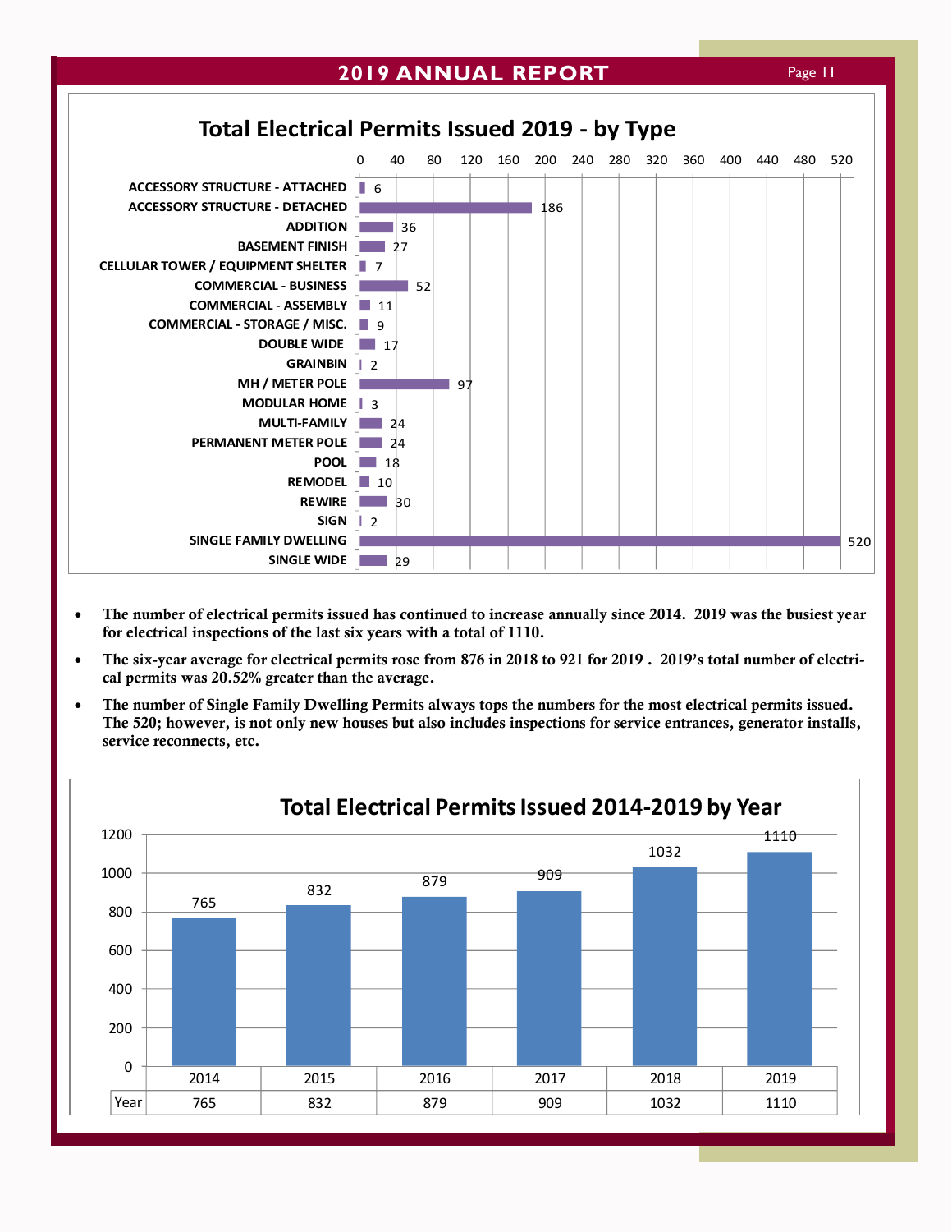## Total Electrical Permits Issued 2019 - by Type

| Type | Permits |
|---|---|
| ACCESSORY STRUCTURE - ATTACHED | 6 |
| ACCESSORY STRUCTURE - DETACHED | 186 |
| ADDITION | 36 |
| BASEMENT FINISH | 27 |
| CELLULAR TOWER / EQUIPMENT SHELTER | 7 |
| COMMERCIAL - BUSINESS | 52 |
| COMMERCIAL - ASSEMBLY | 11 |
| COMMERCIAL - STORAGE / MISC. | 9 |
| DOUBLE WIDE | 17 |
| GRAINBIN | 2 |
| MH / METER POLE | 97 |
| MODULAR HOME | 3 |
| MULTI-FAMILY | 24 |
| PERMANENT METER POLE | 24 |
| POOL | 18 |
| REMODEL | 10 |
| REWIRE | 30 |
| SIGN | 2 |
| SINGLE FAMILY DWELLING | 520 |
| SINGLE WIDE | 29 |

- **The number of electrical permits issued has continued to increase annually since 2014. 2019 was the busiest year for electrical inspections of the last six years with a total of 1110.**
- **The six-year average for electrical permits rose from 876 in 2018 to 921 for 2019 . 2019's total number of electrical permits was 20.52% greater than the average.**
- **The number of Single Family Dwelling Permits always tops the numbers for the most electrical permits issued. The 520; however, is not only new houses but also includes inspections for service entrances, generator installs, service reconnects, etc.**

## Total Electrical Permits Issued 2014-2019 by Year

| | 2014 | 2015 | 2016 | 2017 | 2018 | 2019 |
|---|---|---|---|---|---|---|
| Year | 765 | 832 | 879 | 909 | 1032 | 1110 |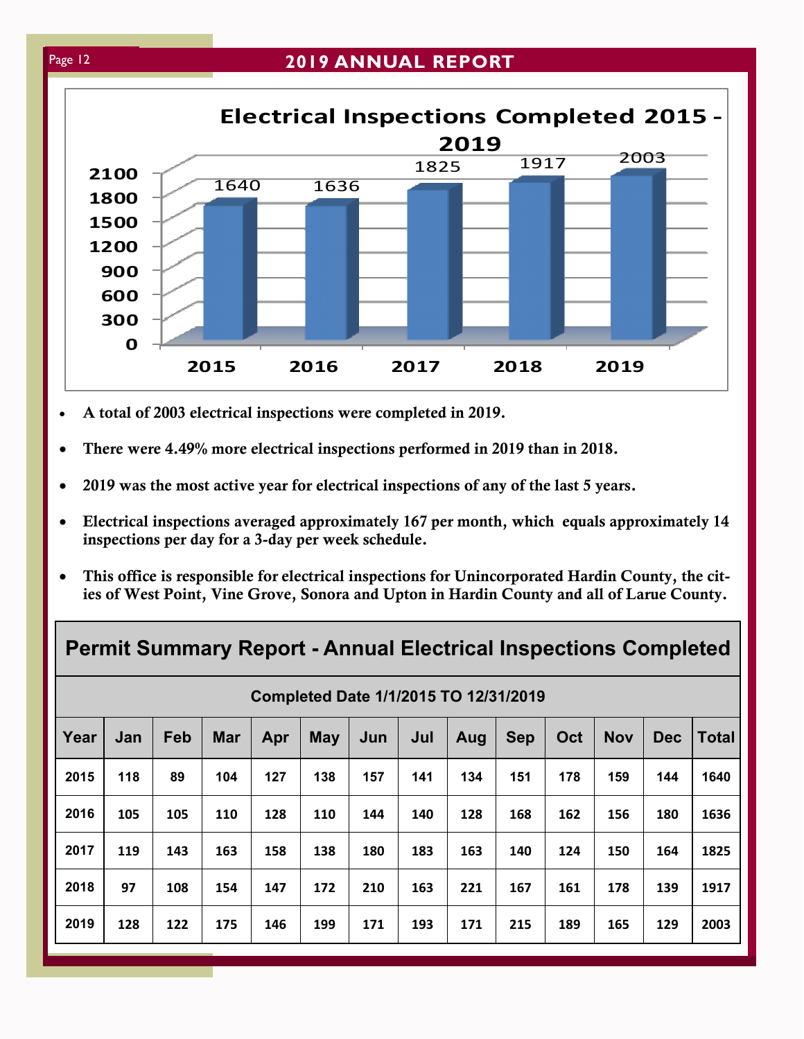## Electrical Inspections Completed 2015 - 2019

| Year | Inspections |
|---|---|
| 2015 | 1640 |
| 2016 | 1636 |
| 2017 | 1825 |
| 2018 | 1917 |
| 2019 | 2003 |

- **A total of 2003 electrical inspections were completed in 2019.**
- **There were 4.49% more electrical inspections performed in 2019 than in 2018.**
- **2019 was the most active year for electrical inspections of any of the last 5 years.**
- **Electrical inspections averaged approximately 167 per month, which equals approximately 14 inspections per day for a 3-day per week schedule.**
- **This office is responsible for electrical inspections for Unincorporated Hardin County, the cities of West Point, Vine Grove, Sonora and Upton in Hardin County and all of Larue County.**

## Permit Summary Report - Annual Electrical Inspections Completed

**Completed Date 1/1/2015 TO 12/31/2019**

| Year | Jan | Feb | Mar | Apr | May | Jun | Jul | Aug | Sep | Oct | Nov | Dec | Total |
|---|---|---|---|---|---|---|---|---|---|---|---|---|---|
| 2015 | 118 | 89 | 104 | 127 | 138 | 157 | 141 | 134 | 151 | 178 | 159 | 144 | 1640 |
| 2016 | 105 | 105 | 110 | 128 | 110 | 144 | 140 | 128 | 168 | 162 | 156 | 180 | 1636 |
| 2017 | 119 | 143 | 163 | 158 | 138 | 180 | 183 | 163 | 140 | 124 | 150 | 164 | 1825 |
| 2018 | 97 | 108 | 154 | 147 | 172 | 210 | 163 | 221 | 167 | 161 | 178 | 139 | 1917 |
| 2019 | 128 | 122 | 175 | 146 | 199 | 171 | 193 | 171 | 215 | 189 | 165 | 129 | 2003 |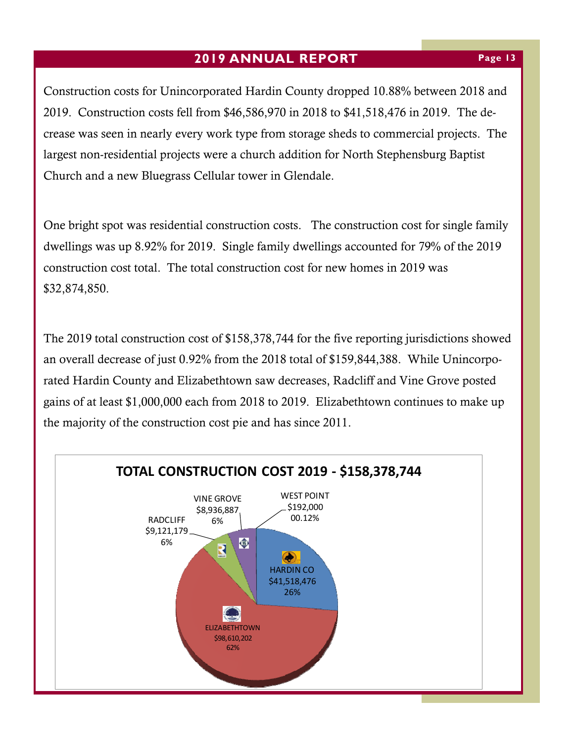Construction costs for Unincorporated Hardin County dropped 10.88% between 2018 and 2019. Construction costs fell from $46,586,970 in 2018 to $41,518,476 in 2019. The decrease was seen in nearly every work type from storage sheds to commercial projects. The largest non-residential projects were a church addition for North Stephensburg Baptist Church and a new Bluegrass Cellular tower in Glendale.

One bright spot was residential construction costs. The construction cost for single family dwellings was up 8.92% for 2019. Single family dwellings accounted for 79% of the 2019 construction cost total. The total construction cost for new homes in 2019 was $32,874,850.

The 2019 total construction cost of $158,378,744 for the five reporting jurisdictions showed an overall decrease of just 0.92% from the 2018 total of $159,844,388. While Unincorporated Hardin County and Elizabethtown saw decreases, Radcliff and Vine Grove posted gains of at least $1,000,000 each from 2018 to 2019. Elizabethtown continues to make up the majority of the construction cost pie and has since 2011.

**TOTAL CONSTRUCTION COST 2019 - $158,378,744**

| Jurisdiction | Construction Cost | Share |
|---|---|---|
| HARDIN CO | $41,518,476 | 26% |
| ELIZABETHTOWN | $98,610,202 | 62% |
| RADCLIFF | $9,121,179 | 6% |
| VINE GROVE | $8,936,887 | 6% |
| WEST POINT | $192,000 | 00.12% |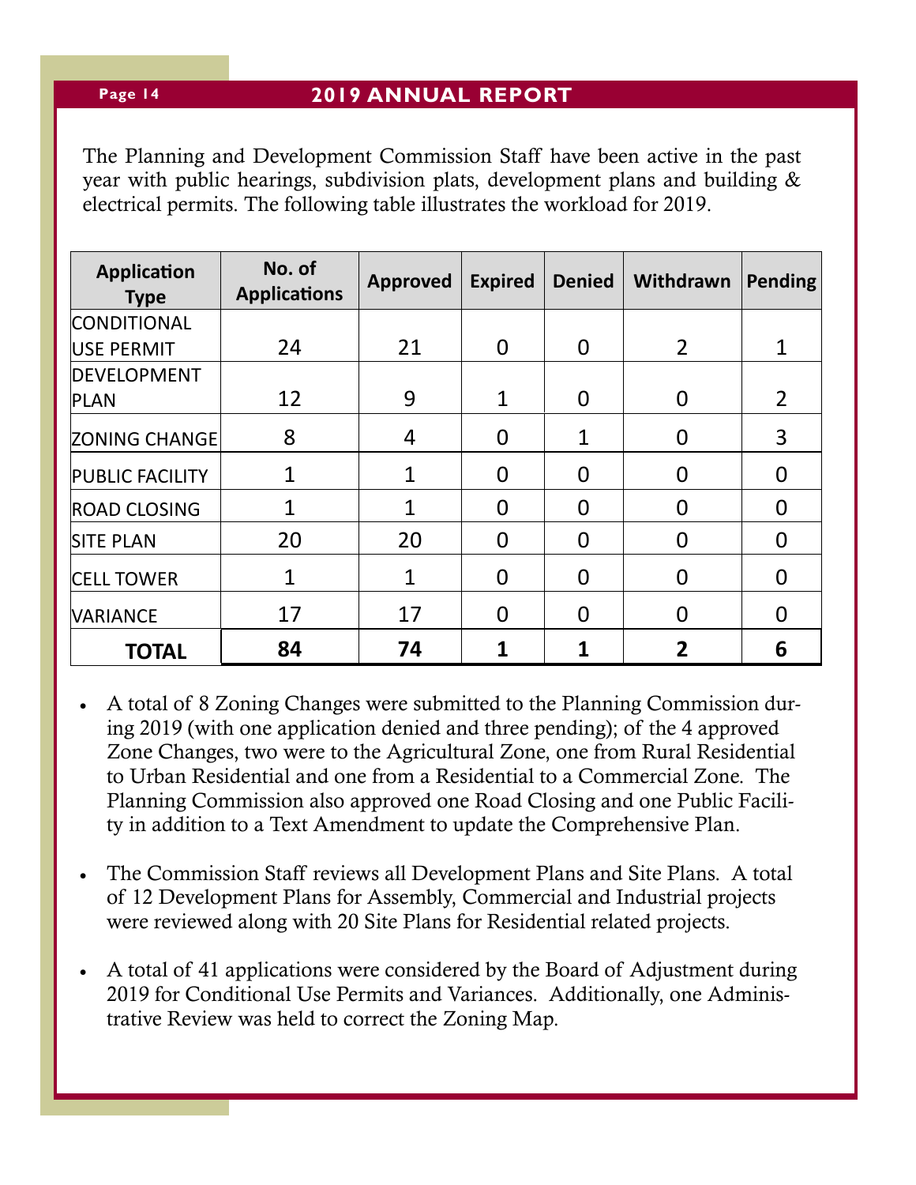The Planning and Development Commission Staff have been active in the past year with public hearings, subdivision plats, development plans and building & electrical permits. The following table illustrates the workload for 2019.

| Application Type | No. of Applications | Approved | Expired | Denied | Withdrawn | Pending |
|---|---|---|---|---|---|---|
| CONDITIONAL USE PERMIT | 24 | 21 | 0 | 0 | 2 | 1 |
| DEVELOPMENT PLAN | 12 | 9 | 1 | 0 | 0 | 2 |
| ZONING CHANGE | 8 | 4 | 0 | 1 | 0 | 3 |
| PUBLIC FACILITY | 1 | 1 | 0 | 0 | 0 | 0 |
| ROAD CLOSING | 1 | 1 | 0 | 0 | 0 | 0 |
| SITE PLAN | 20 | 20 | 0 | 0 | 0 | 0 |
| CELL TOWER | 1 | 1 | 0 | 0 | 0 | 0 |
| VARIANCE | 17 | 17 | 0 | 0 | 0 | 0 |
| **TOTAL** | **84** | **74** | **1** | **1** | **2** | **6** |

- A total of 8 Zoning Changes were submitted to the Planning Commission during 2019 (with one application denied and three pending); of the 4 approved Zone Changes, two were to the Agricultural Zone, one from Rural Residential to Urban Residential and one from a Residential to a Commercial Zone. The Planning Commission also approved one Road Closing and one Public Facility in addition to a Text Amendment to update the Comprehensive Plan.

- The Commission Staff reviews all Development Plans and Site Plans. A total of 12 Development Plans for Assembly, Commercial and Industrial projects were reviewed along with 20 Site Plans for Residential related projects.

- A total of 41 applications were considered by the Board of Adjustment during 2019 for Conditional Use Permits and Variances. Additionally, one Administrative Review was held to correct the Zoning Map.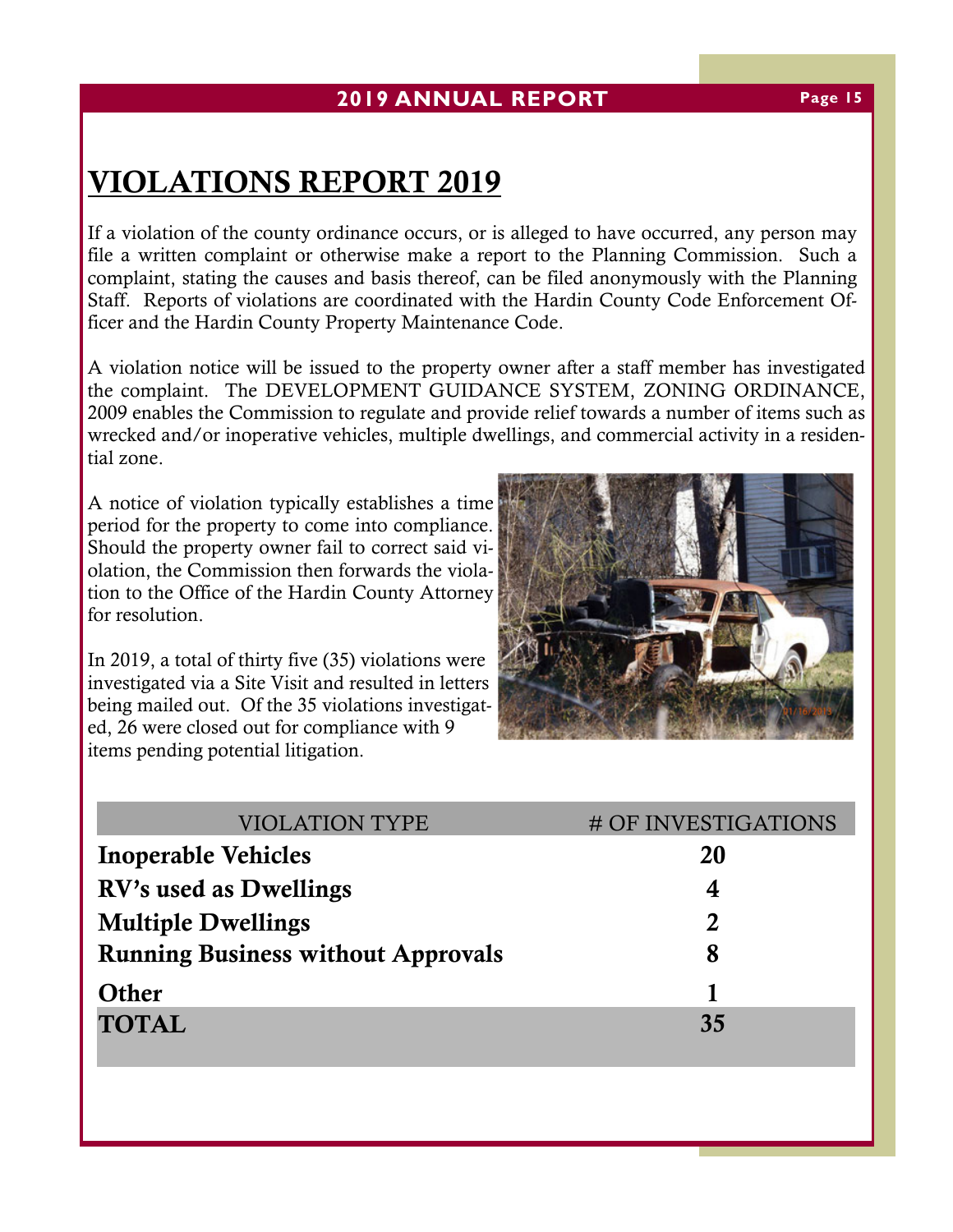# VIOLATIONS REPORT 2019

If a violation of the county ordinance occurs, or is alleged to have occurred, any person may file a written complaint or otherwise make a report to the Planning Commission. Such a complaint, stating the causes and basis thereof, can be filed anonymously with the Planning Staff. Reports of violations are coordinated with the Hardin County Code Enforcement Officer and the Hardin County Property Maintenance Code.

A violation notice will be issued to the property owner after a staff member has investigated the complaint. The DEVELOPMENT GUIDANCE SYSTEM, ZONING ORDINANCE, 2009 enables the Commission to regulate and provide relief towards a number of items such as wrecked and/or inoperative vehicles, multiple dwellings, and commercial activity in a residential zone.

A notice of violation typically establishes a time period for the property to come into compliance. Should the property owner fail to correct said violation, the Commission then forwards the violation to the Office of the Hardin County Attorney for resolution.

In 2019, a total of thirty five (35) violations were investigated via a Site Visit and resulted in letters being mailed out. Of the 35 violations investigated, 26 were closed out for compliance with 9 items pending potential litigation.

| VIOLATION TYPE | # OF INVESTIGATIONS |
|---|---|
| **Inoperable Vehicles** | **20** |
| **RV's used as Dwellings** | **4** |
| **Multiple Dwellings** | **2** |
| **Running Business without Approvals** | **8** |
| **Other** | **1** |
| **TOTAL** | **35** |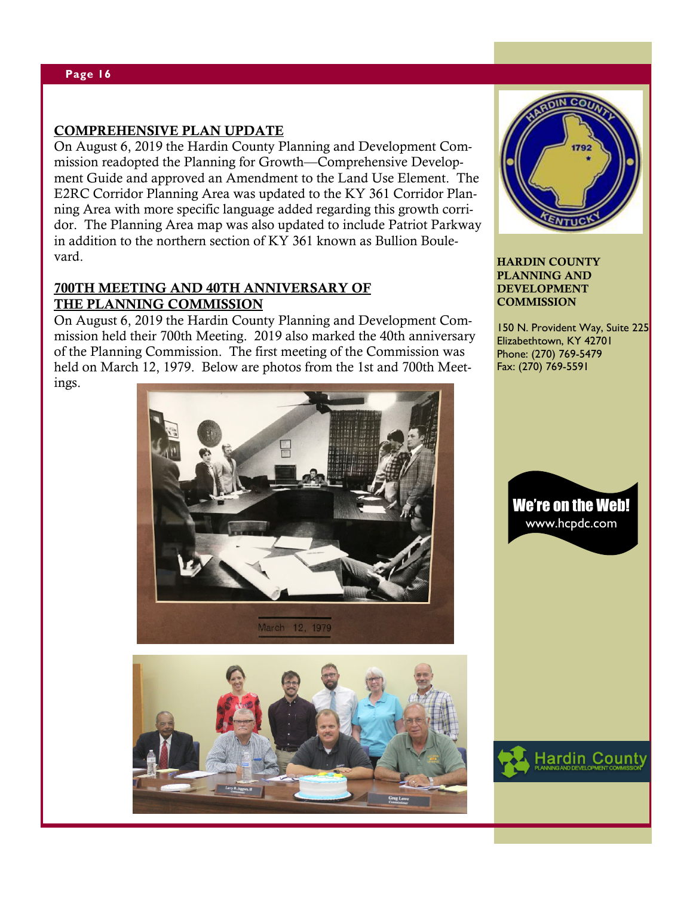## COMPREHENSIVE PLAN UPDATE

On August 6, 2019 the Hardin County Planning and Development Commission readopted the Planning for Growth—Comprehensive Development Guide and approved an Amendment to the Land Use Element. The E2RC Corridor Planning Area was updated to the KY 361 Corridor Planning Area with more specific language added regarding this growth corridor. The Planning Area map was also updated to include Patriot Parkway in addition to the northern section of KY 361 known as Bullion Boulevard.

## 700TH MEETING AND 40TH ANNIVERSARY OF THE PLANNING COMMISSION

On August 6, 2019 the Hardin County Planning and Development Commission held their 700th Meeting. 2019 also marked the 40th anniversary of the Planning Commission. The first meeting of the Commission was held on March 12, 1979. Below are photos from the 1st and 700th Meetings.

March 12, 1979

**HARDIN COUNTY PLANNING AND DEVELOPMENT COMMISSION**

150 N. Provident Way, Suite 225
Elizabethtown, KY 42701
Phone: (270) 769-5479
Fax: (270) 769-5591

We're on the Web!
www.hcpdc.com